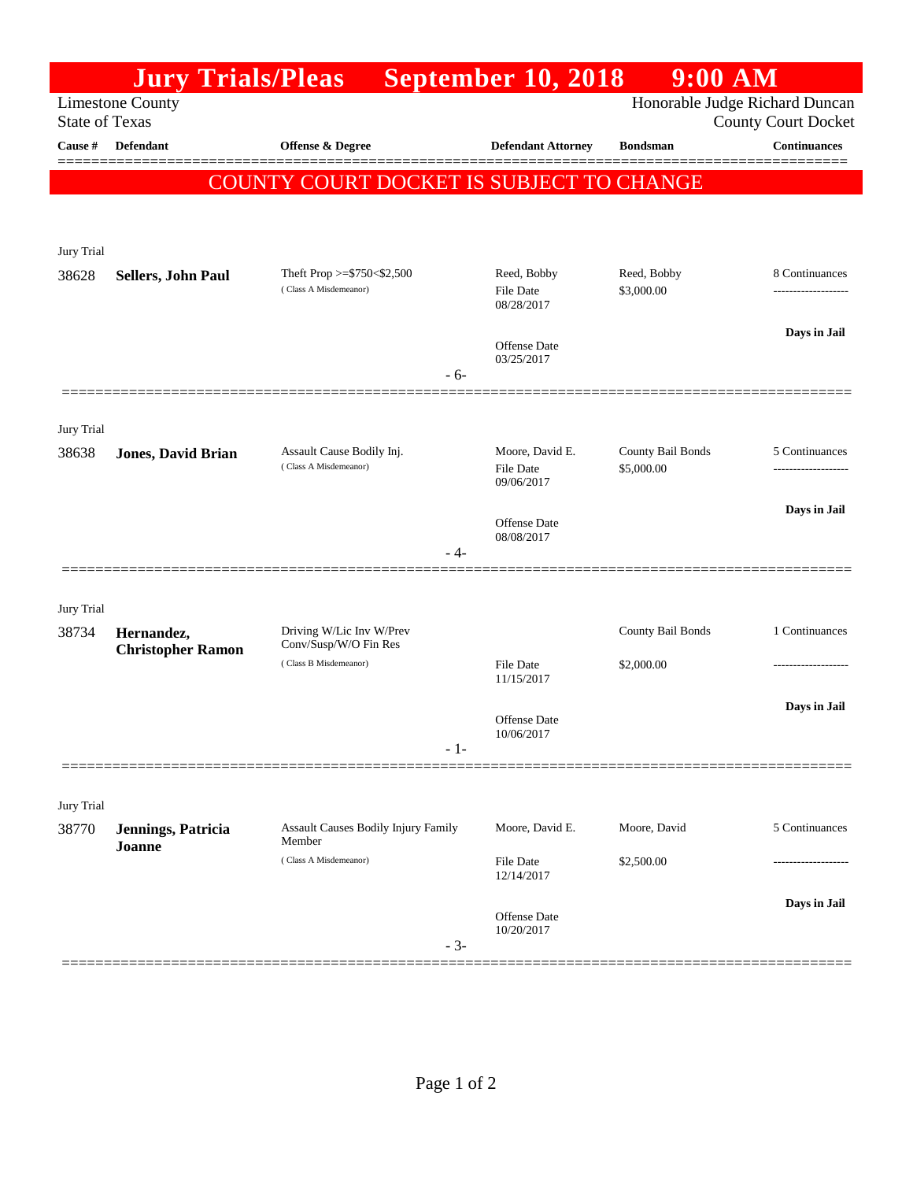# Jury Trials/Pleas September 10, 2018 9:00 AM

Limestone County
State of Texas

Honorable Judge Richard Duncan
County Court Docket

**COUNTY COURT DOCKET IS SUBJECT TO CHANGE**

| Cause # | Defendant | Offense & Degree | Defendant Attorney | Bondsman | Continuances |
|---|---|---|---|---|---|
| **Jury Trial** | | | | | |
| 38628 | **Sellers, John Paul** | Theft Prop >=$750<$2,500 (Class A Misdemeanor) | Reed, Bobby<br>File Date 08/28/2017<br>Offense Date 03/25/2017 | Reed, Bobby<br>$3,000.00 | 8 Continuances<br>**Days in Jail** |
| | | - 6- | | | |
| **Jury Trial** | | | | | |
| 38638 | **Jones, David Brian** | Assault Cause Bodily Inj. (Class A Misdemeanor) | Moore, David E.<br>File Date 09/06/2017<br>Offense Date 08/08/2017 | County Bail Bonds<br>$5,000.00 | 5 Continuances<br>**Days in Jail** |
| | | - 4- | | | |
| **Jury Trial** | | | | | |
| 38734 | **Hernandez, Christopher Ramon** | Driving W/Lic Inv W/Prev Conv/Susp/W/O Fin Res (Class B Misdemeanor) | File Date 11/15/2017<br>Offense Date 10/06/2017 | County Bail Bonds<br>$2,000.00 | 1 Continuances<br>**Days in Jail** |
| | | - 1- | | | |
| **Jury Trial** | | | | | |
| 38770 | **Jennings, Patricia Joanne** | Assault Causes Bodily Injury Family Member (Class A Misdemeanor) | Moore, David E.<br>File Date 12/14/2017<br>Offense Date 10/20/2017 | Moore, David<br>$2,500.00 | 5 Continuances<br>**Days in Jail** |
| | | - 3- | | | |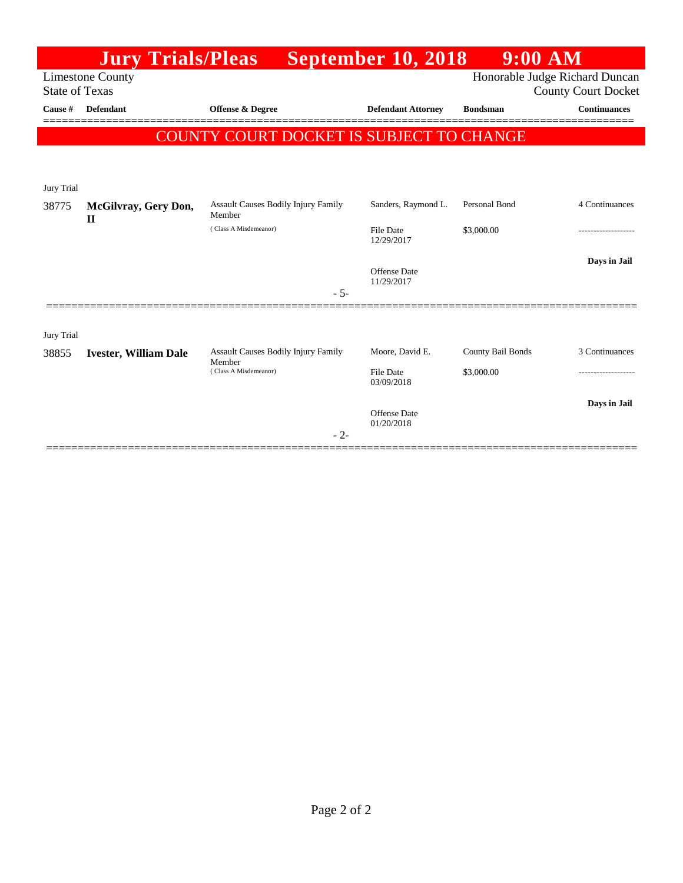# Jury Trials/Pleas September 10, 2018 9:00 AM

Limestone County
State of Texas

Honorable Judge Richard Duncan
County Court Docket

| Cause # | Defendant | Offense & Degree | Defendant Attorney | Bondsman | Continuances |
|---|---|---|---|---|---|

COUNTY COURT DOCKET IS SUBJECT TO CHANGE

Jury Trial

| Cause # | Defendant | Offense & Degree | Defendant Attorney | Bondsman | Continuances |
|---|---|---|---|---|---|
| 38775 | **McGilvray, Gery Don, II** | Assault Causes Bodily Injury Family Member ( Class A Misdemeanor) | Sanders, Raymond L. | Personal Bond | 4 Continuances |
| | | | File Date 12/29/2017 | $3,000.00 | ------------------- |
| | | | Offense Date 11/29/2017 | | **Days in Jail** |
| | | - 5- | | | |

Jury Trial

| Cause # | Defendant | Offense & Degree | Defendant Attorney | Bondsman | Continuances |
|---|---|---|---|---|---|
| 38855 | **Ivester, William Dale** | Assault Causes Bodily Injury Family Member ( Class A Misdemeanor) | Moore, David E. | County Bail Bonds | 3 Continuances |
| | | | File Date 03/09/2018 | $3,000.00 | ------------------- |
| | | | Offense Date 01/20/2018 | | **Days in Jail** |
| | | - 2- | | | |